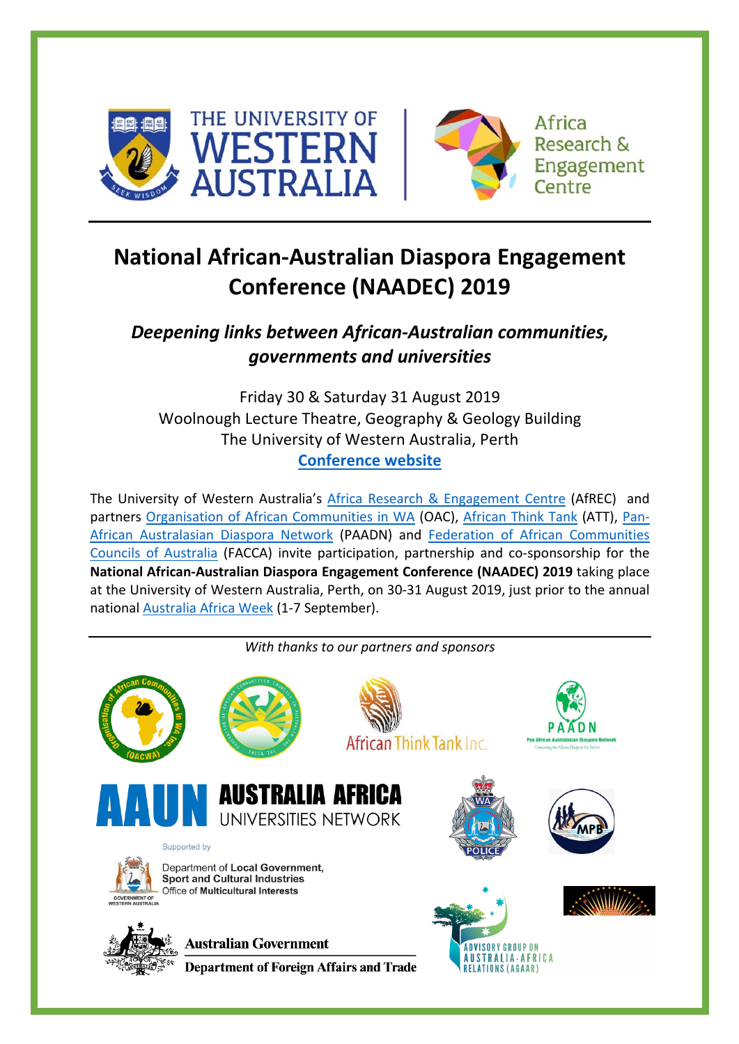# National African-Australian Diaspora Engagement Conference (NAADEC) 2019

## *Deepening links between African-Australian communities, governments and universities*

Friday 30 & Saturday 31 August 2019
Woolnough Lecture Theatre, Geography & Geology Building
The University of Western Australia, Perth
**Conference website**

The University of Western Australia's Africa Research & Engagement Centre (AfREC) and partners Organisation of African Communities in WA (OAC), African Think Tank (ATT), Pan-African Australasian Diaspora Network (PAADN) and Federation of African Communities Councils of Australia (FACCA) invite participation, partnership and co-sponsorship for the **National African-Australian Diaspora Engagement Conference (NAADEC) 2019** taking place at the University of Western Australia, Perth, on 30-31 August 2019, just prior to the annual national Australia Africa Week (1-7 September).

*With thanks to our partners and sponsors*

Supported by

Department of **Local Government, Sport and Cultural Industries**
Office of **Multicultural Interests**

Australian Government
Department of Foreign Affairs and Trade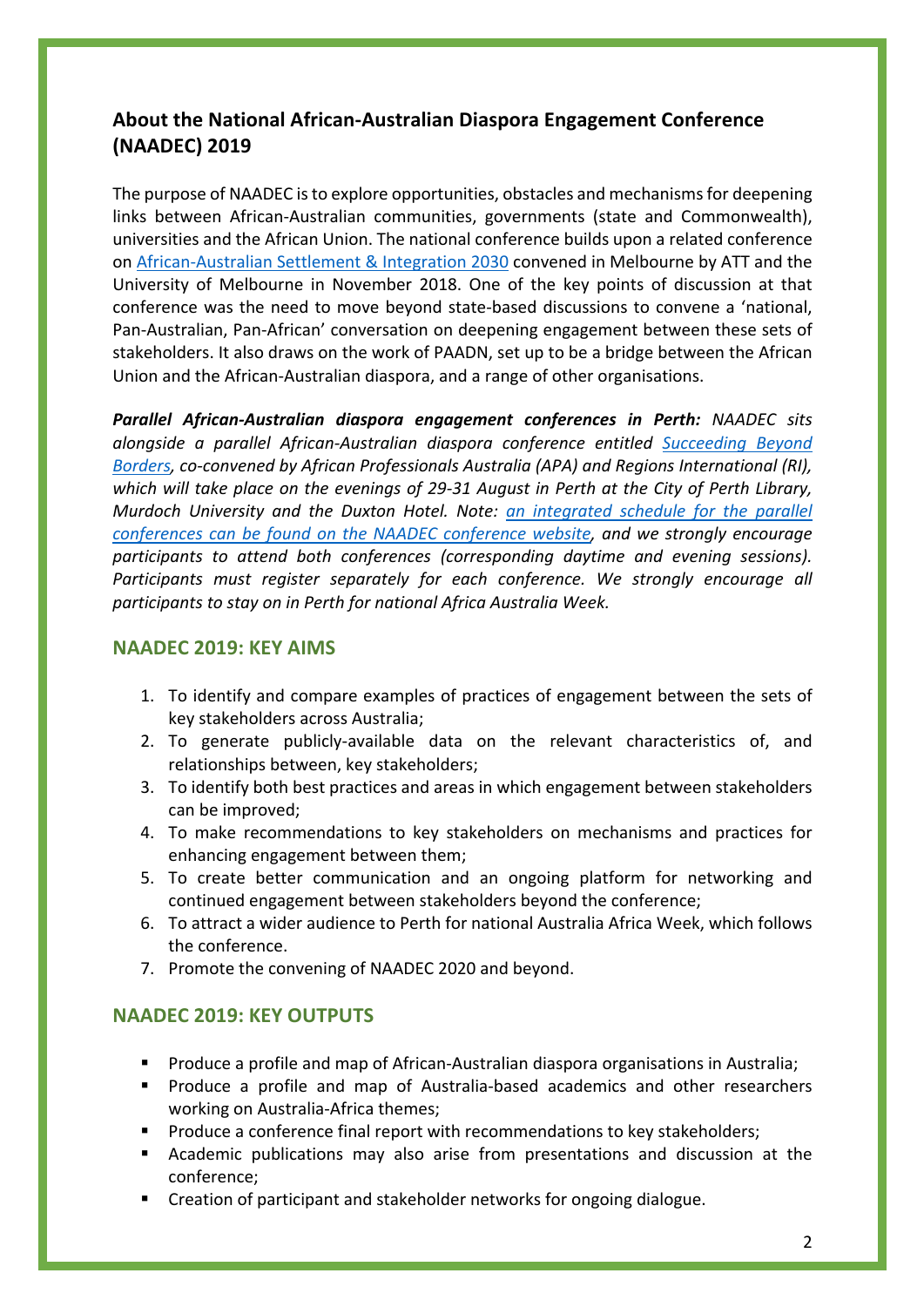## About the National African-Australian Diaspora Engagement Conference (NAADEC) 2019

The purpose of NAADEC is to explore opportunities, obstacles and mechanisms for deepening links between African-Australian communities, governments (state and Commonwealth), universities and the African Union. The national conference builds upon a related conference on African-Australian Settlement & Integration 2030 convened in Melbourne by ATT and the University of Melbourne in November 2018. One of the key points of discussion at that conference was the need to move beyond state-based discussions to convene a 'national, Pan-Australian, Pan-African' conversation on deepening engagement between these sets of stakeholders. It also draws on the work of PAADN, set up to be a bridge between the African Union and the African-Australian diaspora, and a range of other organisations.

***Parallel African-Australian diaspora engagement conferences in Perth:*** *NAADEC sits alongside a parallel African-Australian diaspora conference entitled Succeeding Beyond Borders, co-convened by African Professionals Australia (APA) and Regions International (RI), which will take place on the evenings of 29-31 August in Perth at the City of Perth Library, Murdoch University and the Duxton Hotel. Note: an integrated schedule for the parallel conferences can be found on the NAADEC conference website, and we strongly encourage participants to attend both conferences (corresponding daytime and evening sessions). Participants must register separately for each conference. We strongly encourage all participants to stay on in Perth for national Africa Australia Week.*

### NAADEC 2019: KEY AIMS

1. To identify and compare examples of practices of engagement between the sets of key stakeholders across Australia;
2. To generate publicly-available data on the relevant characteristics of, and relationships between, key stakeholders;
3. To identify both best practices and areas in which engagement between stakeholders can be improved;
4. To make recommendations to key stakeholders on mechanisms and practices for enhancing engagement between them;
5. To create better communication and an ongoing platform for networking and continued engagement between stakeholders beyond the conference;
6. To attract a wider audience to Perth for national Australia Africa Week, which follows the conference.
7. Promote the convening of NAADEC 2020 and beyond.

### NAADEC 2019: KEY OUTPUTS

- Produce a profile and map of African-Australian diaspora organisations in Australia;
- Produce a profile and map of Australia-based academics and other researchers working on Australia-Africa themes;
- Produce a conference final report with recommendations to key stakeholders;
- Academic publications may also arise from presentations and discussion at the conference;
- Creation of participant and stakeholder networks for ongoing dialogue.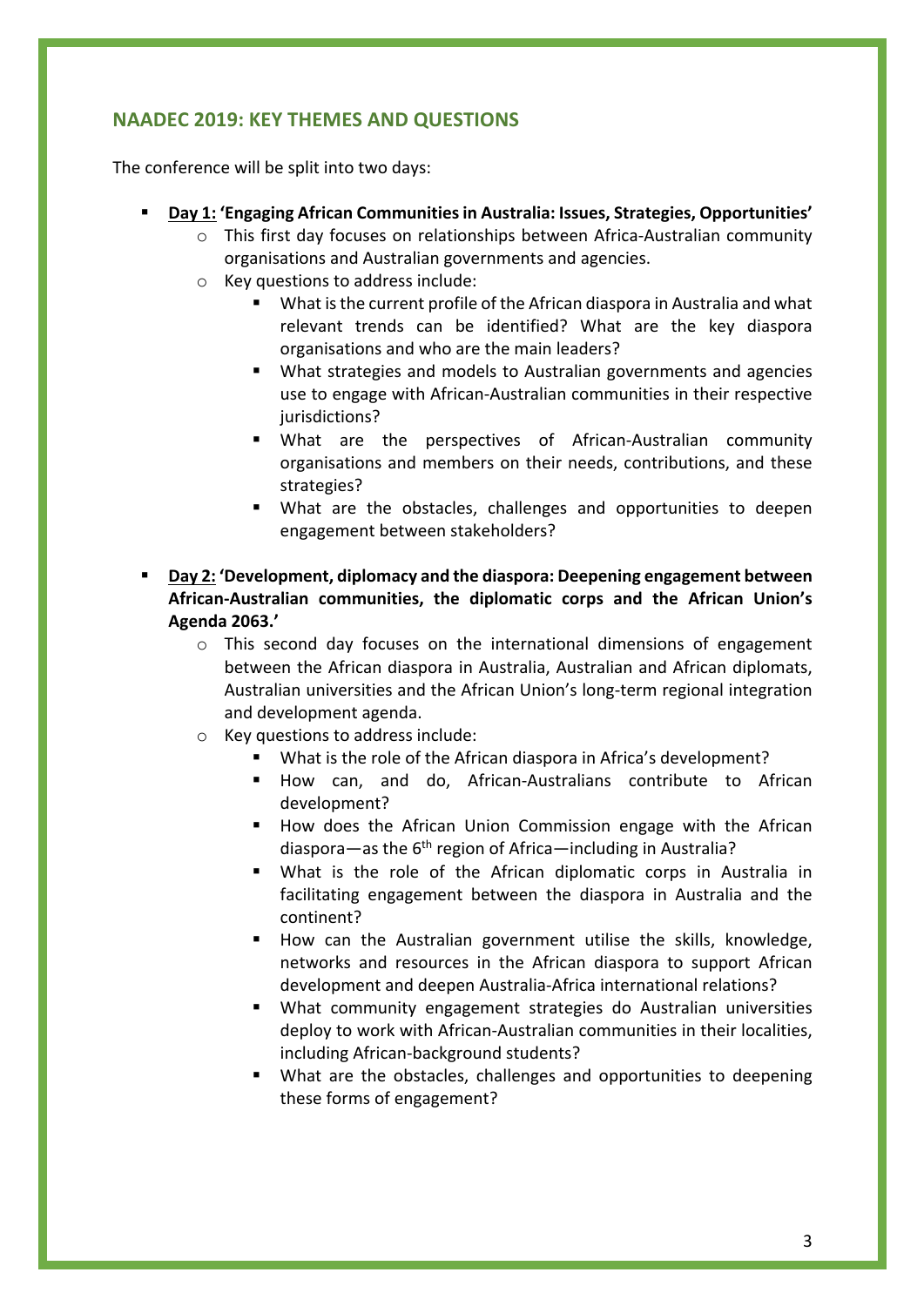## NAADEC 2019: KEY THEMES AND QUESTIONS

The conference will be split into two days:

- **<u>Day 1:</u> 'Engaging African Communities in Australia: Issues, Strategies, Opportunities'**
  - This first day focuses on relationships between Africa-Australian community organisations and Australian governments and agencies.
  - Key questions to address include:
    - What is the current profile of the African diaspora in Australia and what relevant trends can be identified? What are the key diaspora organisations and who are the main leaders?
    - What strategies and models to Australian governments and agencies use to engage with African-Australian communities in their respective jurisdictions?
    - What are the perspectives of African-Australian community organisations and members on their needs, contributions, and these strategies?
    - What are the obstacles, challenges and opportunities to deepen engagement between stakeholders?

- **<u>Day 2:</u> 'Development, diplomacy and the diaspora: Deepening engagement between African-Australian communities, the diplomatic corps and the African Union's Agenda 2063.'**
  - This second day focuses on the international dimensions of engagement between the African diaspora in Australia, Australian and African diplomats, Australian universities and the African Union's long-term regional integration and development agenda.
  - Key questions to address include:
    - What is the role of the African diaspora in Africa's development?
    - How can, and do, African-Australians contribute to African development?
    - How does the African Union Commission engage with the African diaspora—as the 6th region of Africa—including in Australia?
    - What is the role of the African diplomatic corps in Australia in facilitating engagement between the diaspora in Australia and the continent?
    - How can the Australian government utilise the skills, knowledge, networks and resources in the African diaspora to support African development and deepen Australia-Africa international relations?
    - What community engagement strategies do Australian universities deploy to work with African-Australian communities in their localities, including African-background students?
    - What are the obstacles, challenges and opportunities to deepening these forms of engagement?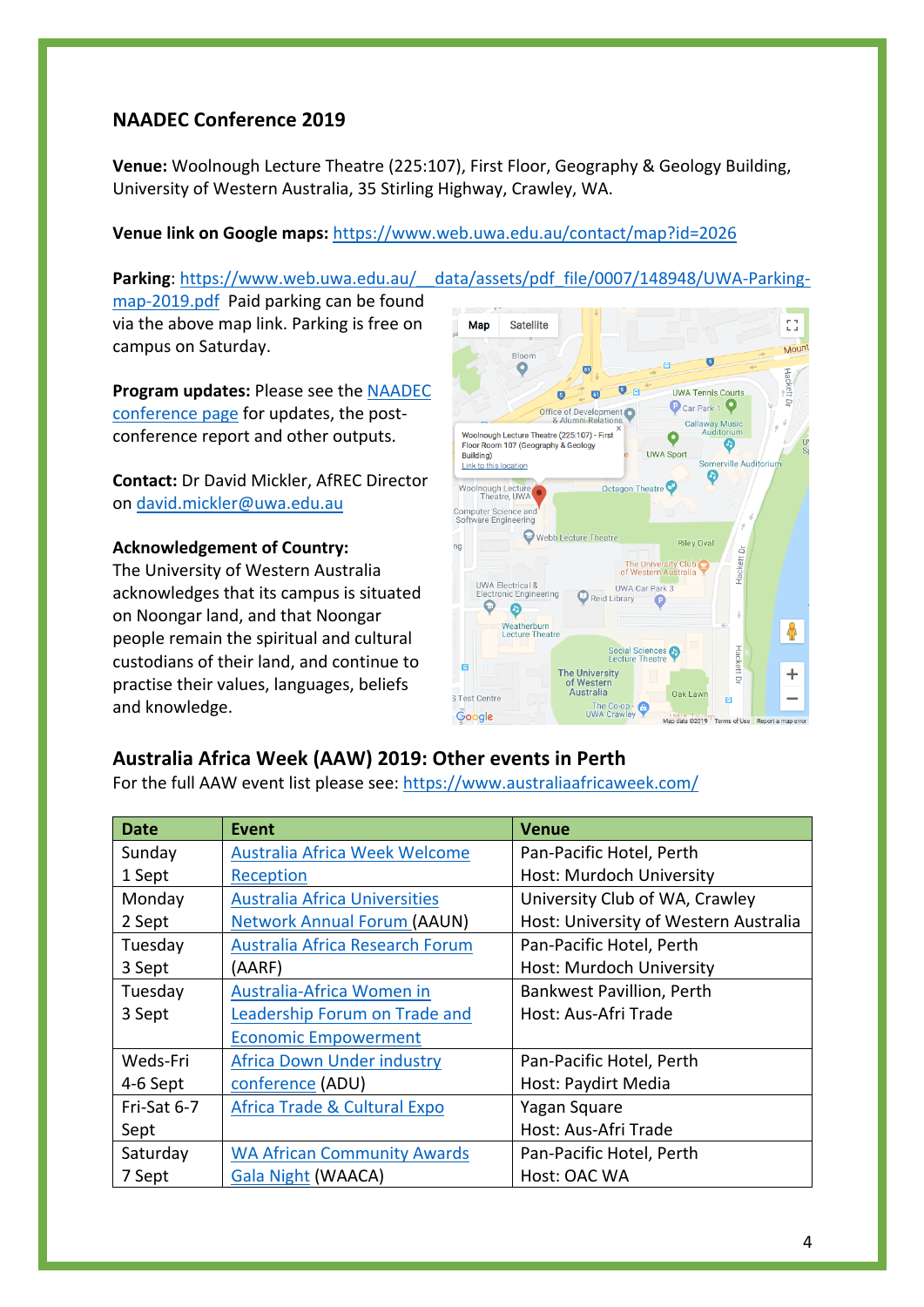## NAADEC Conference 2019

**Venue:** Woolnough Lecture Theatre (225:107), First Floor, Geography & Geology Building, University of Western Australia, 35 Stirling Highway, Crawley, WA.

**Venue link on Google maps:** https://www.web.uwa.edu.au/contact/map?id=2026

**Parking**: https://www.web.uwa.edu.au/__data/assets/pdf_file/0007/148948/UWA-Parking-map-2019.pdf Paid parking can be found via the above map link. Parking is free on campus on Saturday.

**Program updates:** Please see the NAADEC conference page for updates, the post-conference report and other outputs.

**Contact:** Dr David Mickler, AfREC Director on david.mickler@uwa.edu.au

**Acknowledgement of Country:**
The University of Western Australia acknowledges that its campus is situated on Noongar land, and that Noongar people remain the spiritual and cultural custodians of their land, and continue to practise their values, languages, beliefs and knowledge.

## Australia Africa Week (AAW) 2019: Other events in Perth

For the full AAW event list please see: https://www.australiaafricaweek.com/

| Date | Event | Venue |
|---|---|---|
| Sunday 1 Sept | Australia Africa Week Welcome Reception | Pan-Pacific Hotel, Perth<br>Host: Murdoch University |
| Monday 2 Sept | Australia Africa Universities Network Annual Forum (AAUN) | University Club of WA, Crawley<br>Host: University of Western Australia |
| Tuesday 3 Sept | Australia Africa Research Forum (AARF) | Pan-Pacific Hotel, Perth<br>Host: Murdoch University |
| Tuesday 3 Sept | Australia-Africa Women in Leadership Forum on Trade and Economic Empowerment | Bankwest Pavillion, Perth<br>Host: Aus-Afri Trade |
| Weds-Fri 4-6 Sept | Africa Down Under industry conference (ADU) | Pan-Pacific Hotel, Perth<br>Host: Paydirt Media |
| Fri-Sat 6-7 Sept | Africa Trade & Cultural Expo | Yagan Square<br>Host: Aus-Afri Trade |
| Saturday 7 Sept | WA African Community Awards Gala Night (WAACA) | Pan-Pacific Hotel, Perth<br>Host: OAC WA |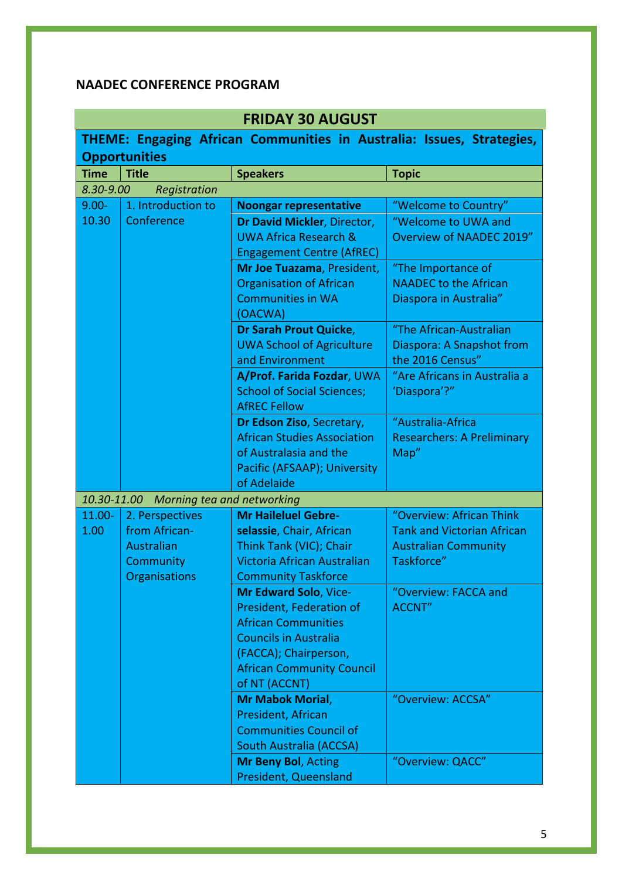**NAADEC CONFERENCE PROGRAM**

| FRIDAY 30 AUGUST | | | |
|---|---|---|---|
| **THEME: Engaging African Communities in Australia: Issues, Strategies, Opportunities** | | | |
| **Time** | **Title** | **Speakers** | **Topic** |
| *8.30-9.00* | *Registration* | | |
| 9.00-10.30 | 1. Introduction to Conference | **Noongar representative** | "Welcome to Country" |
| | | **Dr David Mickler**, Director, UWA Africa Research & Engagement Centre (AfREC) | "Welcome to UWA and Overview of NAADEC 2019" |
| | | **Mr Joe Tuazama**, President, Organisation of African Communities in WA (OACWA) | "The Importance of NAADEC to the African Diaspora in Australia" |
| | | **Dr Sarah Prout Quicke**, UWA School of Agriculture and Environment | "The African-Australian Diaspora: A Snapshot from the 2016 Census" |
| | | **A/Prof. Farida Fozdar**, UWA School of Social Sciences; AfREC Fellow | "Are Africans in Australia a 'Diaspora'?" |
| | | **Dr Edson Ziso**, Secretary, African Studies Association of Australasia and the Pacific (AFSAAP); University of Adelaide | "Australia-Africa Researchers: A Preliminary Map" |
| *10.30-11.00* | *Morning tea and networking* | | |
| 11.00-1.00 | 2. Perspectives from African-Australian Community Organisations | **Mr Haileluel Gebre-selassie**, Chair, African Think Tank (VIC); Chair Victoria African Australian Community Taskforce | "Overview: African Think Tank and Victorian African Australian Community Taskforce" |
| | | **Mr Edward Solo**, Vice-President, Federation of African Communities Councils in Australia (FACCA); Chairperson, African Community Council of NT (ACCNT) | "Overview: FACCA and ACCNT" |
| | | **Mr Mabok Morial**, President, African Communities Council of South Australia (ACCSA) | "Overview: ACCSA" |
| | | **Mr Beny Bol**, Acting President, Queensland | "Overview: QACC" |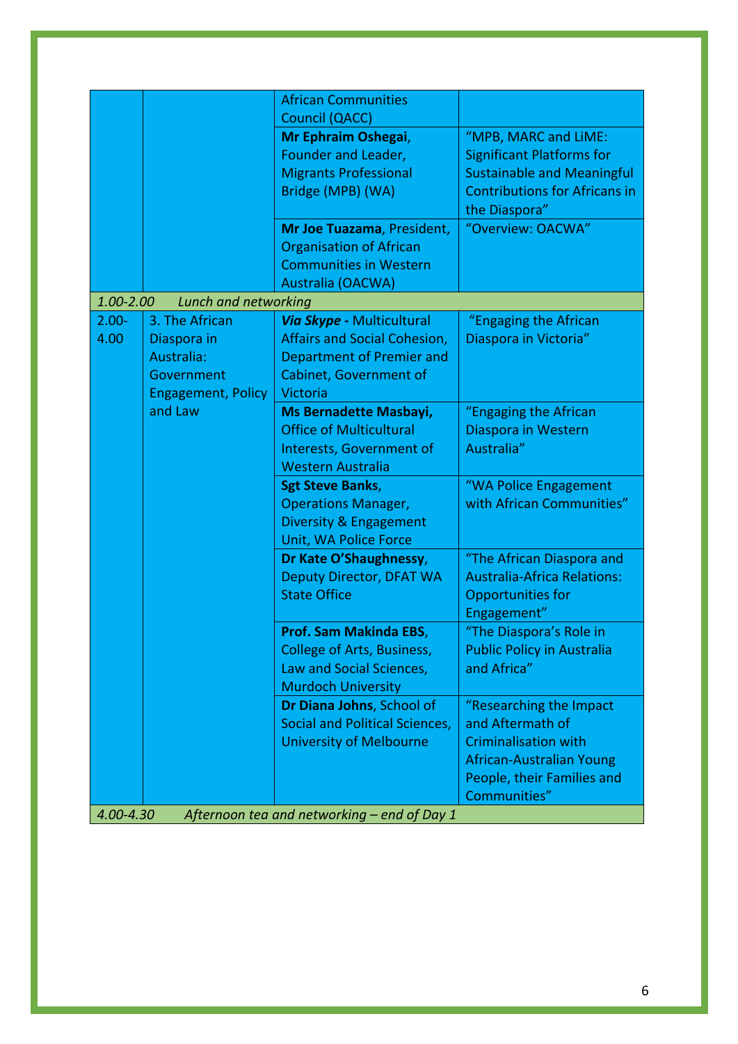| | | | |
|---|---|---|---|
| | | African Communities Council (QACC) | |
| | | **Mr Ephraim Oshegai**, Founder and Leader, Migrants Professional Bridge (MPB) (WA) | "MPB, MARC and LiME: Significant Platforms for Sustainable and Meaningful Contributions for Africans in the Diaspora" |
| | | **Mr Joe Tuazama**, President, Organisation of African Communities in Western Australia (OACWA) | "Overview: OACWA" |
| *1.00-2.00* | *Lunch and networking* | | |
| 2.00-4.00 | 3. The African Diaspora in Australia: Government Engagement, Policy and Law | ***Via Skype*** **-** Multicultural Affairs and Social Cohesion, Department of Premier and Cabinet, Government of Victoria | "Engaging the African Diaspora in Victoria" |
| | | **Ms Bernadette Masbayi,** Office of Multicultural Interests, Government of Western Australia | "Engaging the African Diaspora in Western Australia" |
| | | **Sgt Steve Banks**, Operations Manager, Diversity & Engagement Unit, WA Police Force | "WA Police Engagement with African Communities" |
| | | **Dr Kate O'Shaughnessy**, Deputy Director, DFAT WA State Office | "The African Diaspora and Australia-Africa Relations: Opportunities for Engagement" |
| | | **Prof. Sam Makinda EBS**, College of Arts, Business, Law and Social Sciences, Murdoch University | "The Diaspora's Role in Public Policy in Australia and Africa" |
| | | **Dr Diana Johns**, School of Social and Political Sciences, University of Melbourne | "Researching the Impact and Aftermath of Criminalisation with African-Australian Young People, their Families and Communities" |
| *4.00-4.30* | *Afternoon tea and networking – end of Day 1* | | |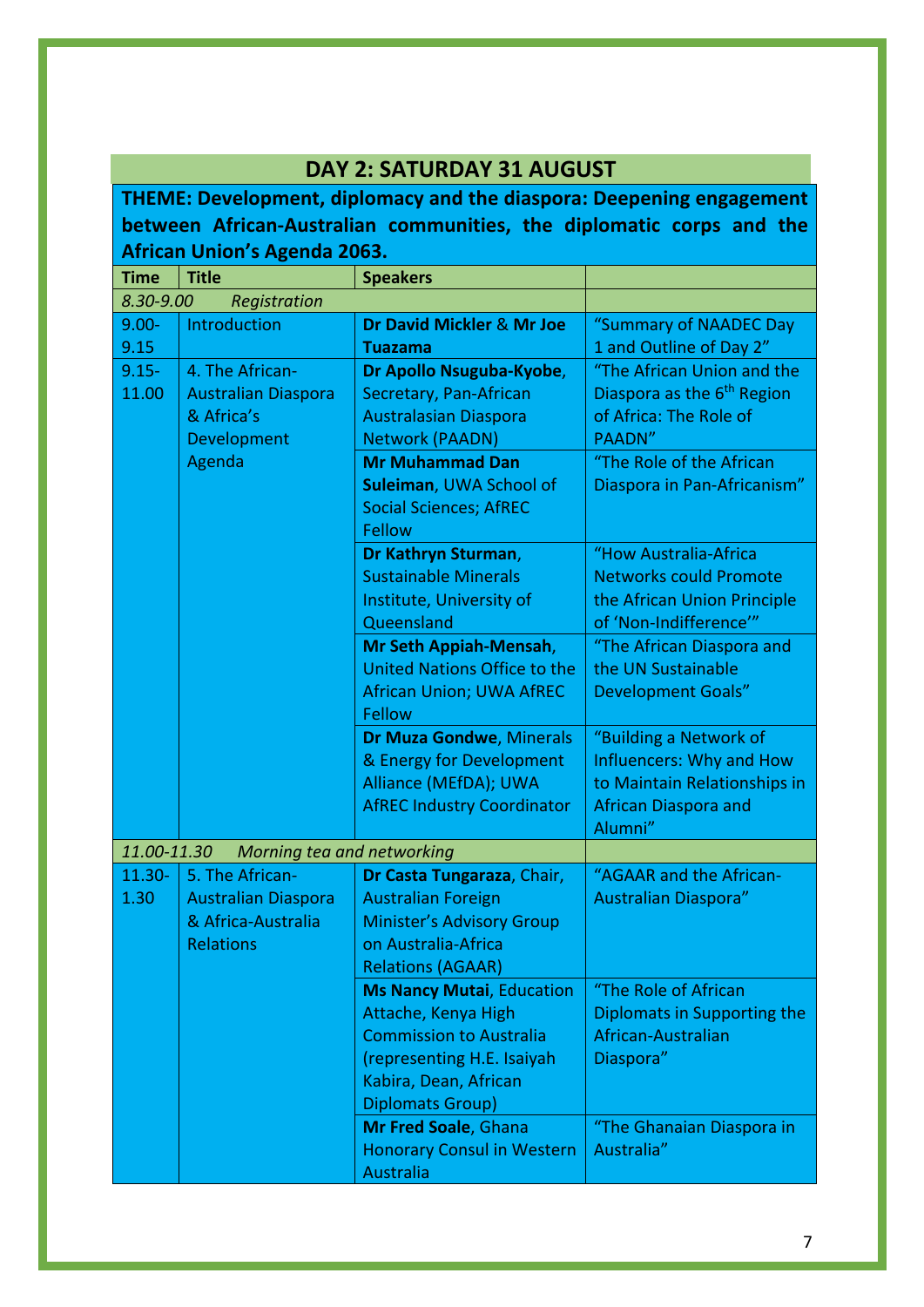## DAY 2: SATURDAY 31 AUGUST

**THEME: Development, diplomacy and the diaspora: Deepening engagement between African-Australian communities, the diplomatic corps and the African Union's Agenda 2063.**

| Time | Title | Speakers | |
|---|---|---|---|
| *8.30-9.00* | *Registration* | | |
| 9.00-9.15 | Introduction | **Dr David Mickler** & **Mr Joe Tuazama** | "Summary of NAADEC Day 1 and Outline of Day 2" |
| 9.15-11.00 | 4. The African-Australian Diaspora & Africa's Development Agenda | **Dr Apollo Nsuguba-Kyobe**, Secretary, Pan-African Australasian Diaspora Network (PAADN) | "The African Union and the Diaspora as the 6th Region of Africa: The Role of PAADN" |
| | | **Mr Muhammad Dan Suleiman**, UWA School of Social Sciences; AfREC Fellow | "The Role of the African Diaspora in Pan-Africanism" |
| | | **Dr Kathryn Sturman**, Sustainable Minerals Institute, University of Queensland | "How Australia-Africa Networks could Promote the African Union Principle of 'Non-Indifference'" |
| | | **Mr Seth Appiah-Mensah**, United Nations Office to the African Union; UWA AfREC Fellow | "The African Diaspora and the UN Sustainable Development Goals" |
| | | **Dr Muza Gondwe**, Minerals & Energy for Development Alliance (MEfDA); UWA AfREC Industry Coordinator | "Building a Network of Influencers: Why and How to Maintain Relationships in African Diaspora and Alumni" |
| *11.00-11.30* | *Morning tea and networking* | | |
| 11.30-1.30 | 5. The African-Australian Diaspora & Africa-Australia Relations | **Dr Casta Tungaraza**, Chair, Australian Foreign Minister's Advisory Group on Australia-Africa Relations (AGAAR) | "AGAAR and the African-Australian Diaspora" |
| | | **Ms Nancy Mutai**, Education Attache, Kenya High Commission to Australia (representing H.E. Isaiyah Kabira, Dean, African Diplomats Group) | "The Role of African Diplomats in Supporting the African-Australian Diaspora" |
| | | **Mr Fred Soale**, Ghana Honorary Consul in Western Australia | "The Ghanaian Diaspora in Australia" |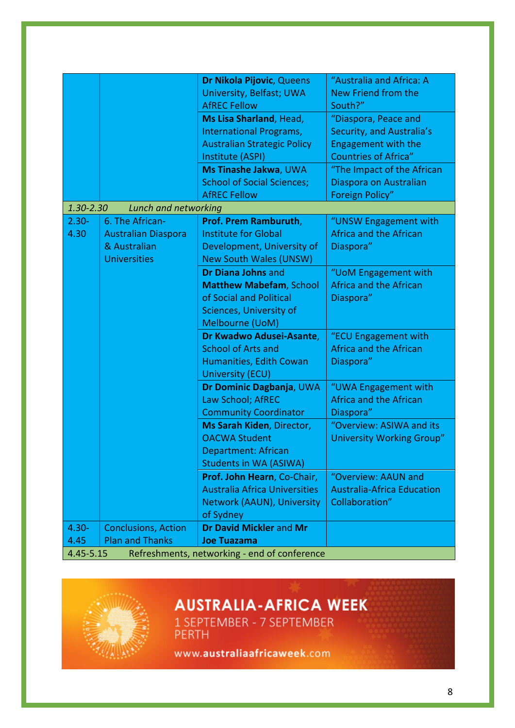| | | | |
|---|---|---|---|
| | | **Dr Nikola Pijovic**, Queens University, Belfast; UWA AfREC Fellow | "Australia and Africa: A New Friend from the South?" |
| | | **Ms Lisa Sharland**, Head, International Programs, Australian Strategic Policy Institute (ASPI) | "Diaspora, Peace and Security, and Australia's Engagement with the Countries of Africa" |
| | | **Ms Tinashe Jakwa**, UWA School of Social Sciences; AfREC Fellow | "The Impact of the African Diaspora on Australian Foreign Policy" |
| *1.30-2.30* | *Lunch and networking* | | |
| 2.30-4.30 | 6. The African-Australian Diaspora & Australian Universities | **Prof. Prem Ramburuth**, Institute for Global Development, University of New South Wales (UNSW) | "UNSW Engagement with Africa and the African Diaspora" |
| | | **Dr Diana Johns** and **Matthew Mabefam**, School of Social and Political Sciences, University of Melbourne (UoM) | "UoM Engagement with Africa and the African Diaspora" |
| | | **Dr Kwadwo Adusei-Asante**, School of Arts and Humanities, Edith Cowan University (ECU) | "ECU Engagement with Africa and the African Diaspora" |
| | | **Dr Dominic Dagbanja**, UWA Law School; AfREC Community Coordinator | "UWA Engagement with Africa and the African Diaspora" |
| | | **Ms Sarah Kiden**, Director, OACWA Student Department: African Students in WA (ASIWA) | "Overview: ASIWA and its University Working Group" |
| | | **Prof. John Hearn**, Co-Chair, Australia Africa Universities Network (AAUN), University of Sydney | "Overview: AAUN and Australia-Africa Education Collaboration" |
| 4.30-4.45 | Conclusions, Action Plan and Thanks | **Dr David Mickler** and **Mr Joe Tuazama** | |
| 4.45-5.15 | Refreshments, networking - end of conference | | |

**AUSTRALIA-AFRICA WEEK**
1 SEPTEMBER - 7 SEPTEMBER
PERTH
www.australiaafricaweek.com